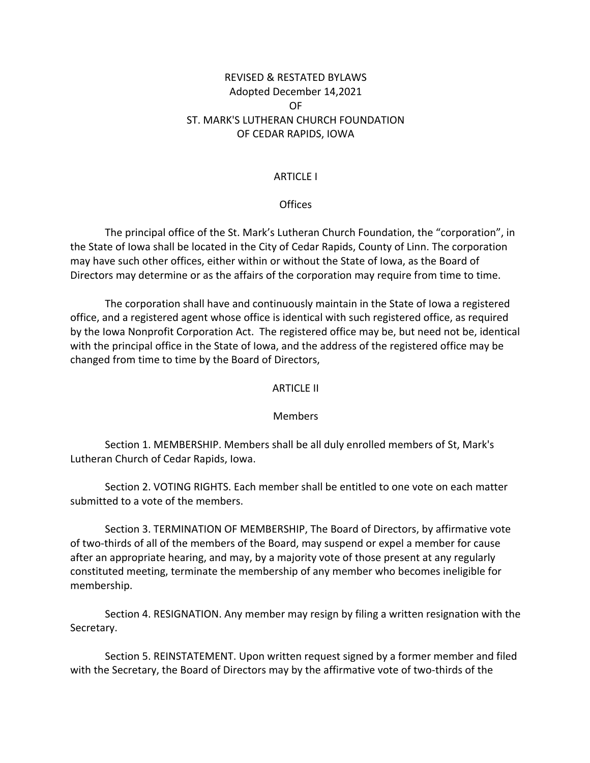# REVISED & RESTATED BYLAWS
Adopted December 14,2021
OF
ST. MARK'S LUTHERAN CHURCH FOUNDATION
OF CEDAR RAPIDS, IOWA

## ARTICLE I

### Offices

The principal office of the St. Mark's Lutheran Church Foundation, the "corporation", in the State of Iowa shall be located in the City of Cedar Rapids, County of Linn. The corporation may have such other offices, either within or without the State of Iowa, as the Board of Directors may determine or as the affairs of the corporation may require from time to time.

The corporation shall have and continuously maintain in the State of Iowa a registered office, and a registered agent whose office is identical with such registered office, as required by the Iowa Nonprofit Corporation Act. The registered office may be, but need not be, identical with the principal office in the State of Iowa, and the address of the registered office may be changed from time to time by the Board of Directors,

## ARTICLE II

### Members

Section 1. MEMBERSHIP. Members shall be all duly enrolled members of St, Mark's Lutheran Church of Cedar Rapids, Iowa.

Section 2. VOTING RIGHTS. Each member shall be entitled to one vote on each matter submitted to a vote of the members.

Section 3. TERMINATION OF MEMBERSHIP, The Board of Directors, by affirmative vote of two-thirds of all of the members of the Board, may suspend or expel a member for cause after an appropriate hearing, and may, by a majority vote of those present at any regularly constituted meeting, terminate the membership of any member who becomes ineligible for membership.

Section 4. RESIGNATION. Any member may resign by filing a written resignation with the Secretary.

Section 5. REINSTATEMENT. Upon written request signed by a former member and filed with the Secretary, the Board of Directors may by the affirmative vote of two-thirds of the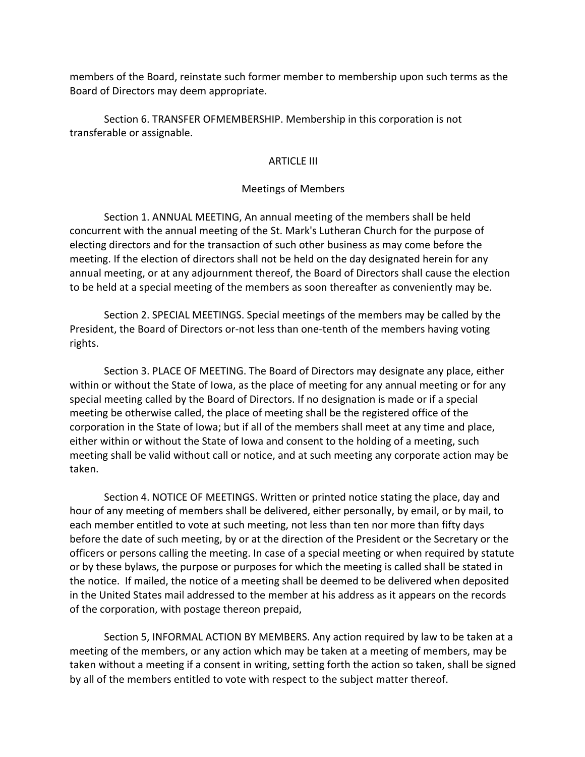members of the Board, reinstate such former member to membership upon such terms as the Board of Directors may deem appropriate.

Section 6. TRANSFER OFMEMBERSHIP. Membership in this corporation is not transferable or assignable.

## ARTICLE III

### Meetings of Members

Section 1. ANNUAL MEETING, An annual meeting of the members shall be held concurrent with the annual meeting of the St. Mark's Lutheran Church for the purpose of electing directors and for the transaction of such other business as may come before the meeting. If the election of directors shall not be held on the day designated herein for any annual meeting, or at any adjournment thereof, the Board of Directors shall cause the election to be held at a special meeting of the members as soon thereafter as conveniently may be.

Section 2. SPECIAL MEETINGS. Special meetings of the members may be called by the President, the Board of Directors or-not less than one-tenth of the members having voting rights.

Section 3. PLACE OF MEETING. The Board of Directors may designate any place, either within or without the State of Iowa, as the place of meeting for any annual meeting or for any special meeting called by the Board of Directors. If no designation is made or if a special meeting be otherwise called, the place of meeting shall be the registered office of the corporation in the State of Iowa; but if all of the members shall meet at any time and place, either within or without the State of Iowa and consent to the holding of a meeting, such meeting shall be valid without call or notice, and at such meeting any corporate action may be taken.

Section 4. NOTICE OF MEETINGS. Written or printed notice stating the place, day and hour of any meeting of members shall be delivered, either personally, by email, or by mail, to each member entitled to vote at such meeting, not less than ten nor more than fifty days before the date of such meeting, by or at the direction of the President or the Secretary or the officers or persons calling the meeting. In case of a special meeting or when required by statute or by these bylaws, the purpose or purposes for which the meeting is called shall be stated in the notice. If mailed, the notice of a meeting shall be deemed to be delivered when deposited in the United States mail addressed to the member at his address as it appears on the records of the corporation, with postage thereon prepaid,

Section 5, INFORMAL ACTION BY MEMBERS. Any action required by law to be taken at a meeting of the members, or any action which may be taken at a meeting of members, may be taken without a meeting if a consent in writing, setting forth the action so taken, shall be signed by all of the members entitled to vote with respect to the subject matter thereof.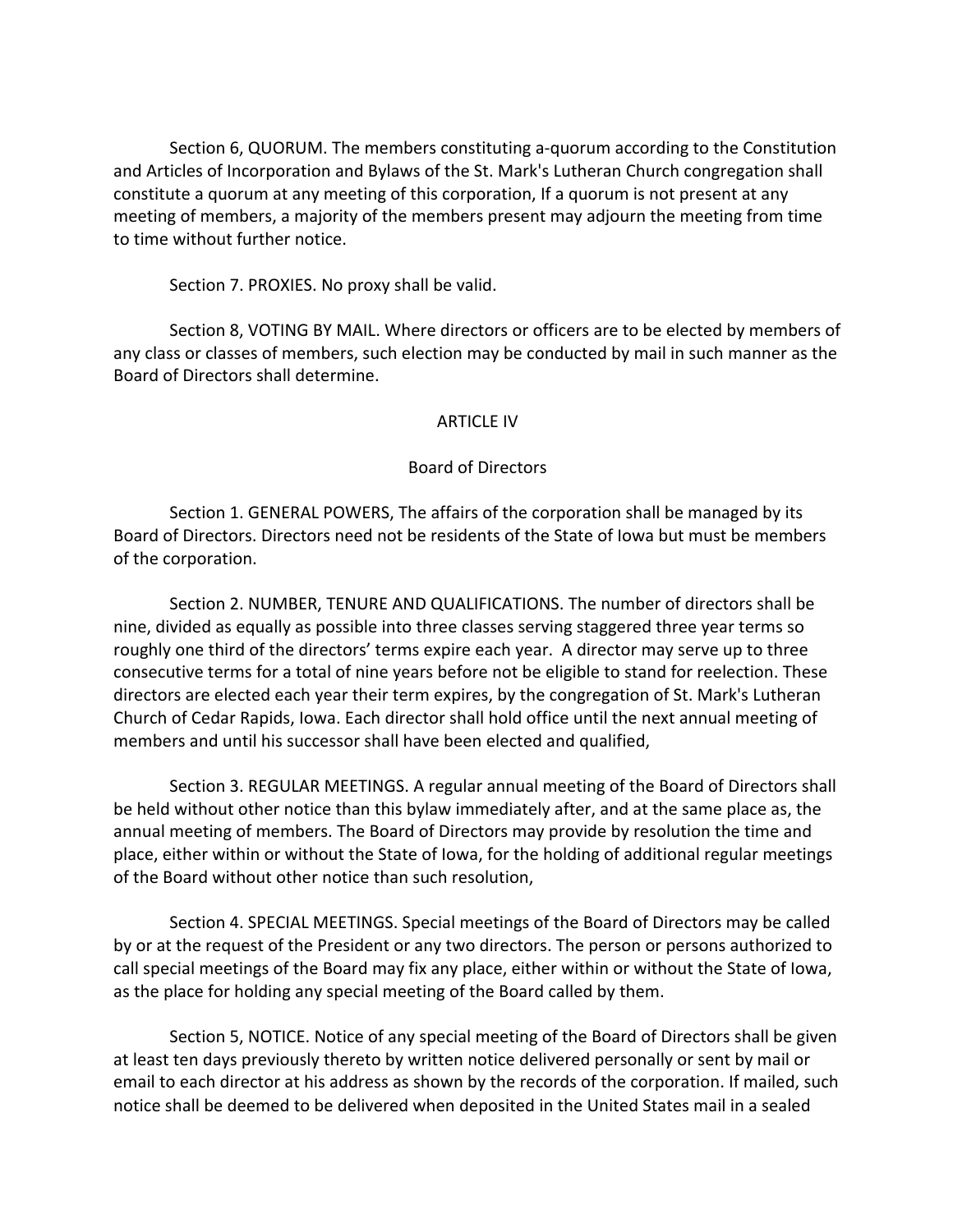Section 6, QUORUM. The members constituting a-quorum according to the Constitution and Articles of Incorporation and Bylaws of the St. Mark's Lutheran Church congregation shall constitute a quorum at any meeting of this corporation, If a quorum is not present at any meeting of members, a majority of the members present may adjourn the meeting from time to time without further notice.

Section 7. PROXIES. No proxy shall be valid.

Section 8, VOTING BY MAIL. Where directors or officers are to be elected by members of any class or classes of members, such election may be conducted by mail in such manner as the Board of Directors shall determine.

ARTICLE IV

Board of Directors

Section 1. GENERAL POWERS, The affairs of the corporation shall be managed by its Board of Directors. Directors need not be residents of the State of Iowa but must be members of the corporation.

Section 2. NUMBER, TENURE AND QUALIFICATIONS. The number of directors shall be nine, divided as equally as possible into three classes serving staggered three year terms so roughly one third of the directors' terms expire each year. A director may serve up to three consecutive terms for a total of nine years before not be eligible to stand for reelection. These directors are elected each year their term expires, by the congregation of St. Mark's Lutheran Church of Cedar Rapids, Iowa. Each director shall hold office until the next annual meeting of members and until his successor shall have been elected and qualified,

Section 3. REGULAR MEETINGS. A regular annual meeting of the Board of Directors shall be held without other notice than this bylaw immediately after, and at the same place as, the annual meeting of members. The Board of Directors may provide by resolution the time and place, either within or without the State of Iowa, for the holding of additional regular meetings of the Board without other notice than such resolution,

Section 4. SPECIAL MEETINGS. Special meetings of the Board of Directors may be called by or at the request of the President or any two directors. The person or persons authorized to call special meetings of the Board may fix any place, either within or without the State of Iowa, as the place for holding any special meeting of the Board called by them.

Section 5, NOTICE. Notice of any special meeting of the Board of Directors shall be given at least ten days previously thereto by written notice delivered personally or sent by mail or email to each director at his address as shown by the records of the corporation. If mailed, such notice shall be deemed to be delivered when deposited in the United States mail in a sealed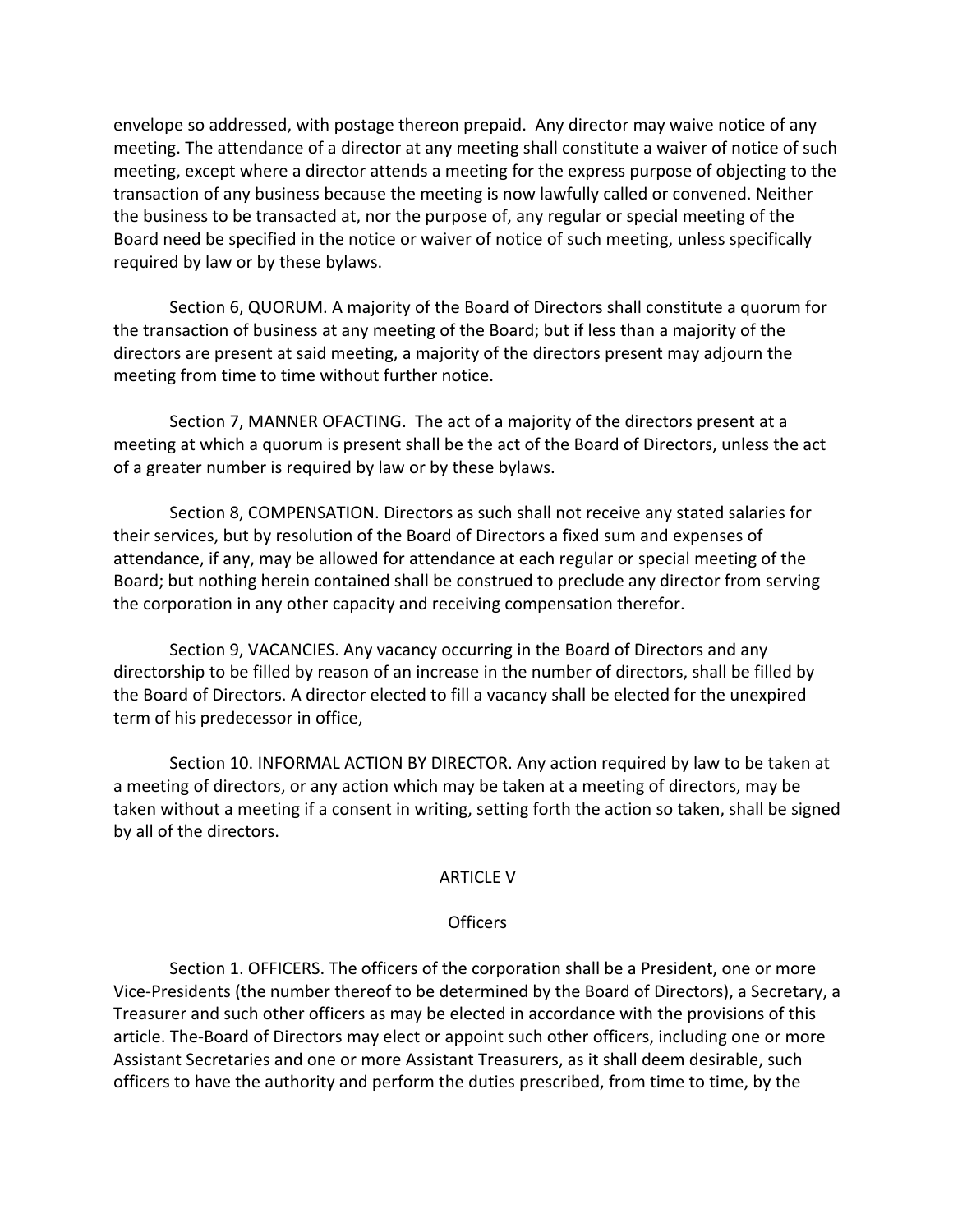envelope so addressed, with postage thereon prepaid. Any director may waive notice of any meeting. The attendance of a director at any meeting shall constitute a waiver of notice of such meeting, except where a director attends a meeting for the express purpose of objecting to the transaction of any business because the meeting is now lawfully called or convened. Neither the business to be transacted at, nor the purpose of, any regular or special meeting of the Board need be specified in the notice or waiver of notice of such meeting, unless specifically required by law or by these bylaws.

Section 6, QUORUM. A majority of the Board of Directors shall constitute a quorum for the transaction of business at any meeting of the Board; but if less than a majority of the directors are present at said meeting, a majority of the directors present may adjourn the meeting from time to time without further notice.

Section 7, MANNER OFACTING. The act of a majority of the directors present at a meeting at which a quorum is present shall be the act of the Board of Directors, unless the act of a greater number is required by law or by these bylaws.

Section 8, COMPENSATION. Directors as such shall not receive any stated salaries for their services, but by resolution of the Board of Directors a fixed sum and expenses of attendance, if any, may be allowed for attendance at each regular or special meeting of the Board; but nothing herein contained shall be construed to preclude any director from serving the corporation in any other capacity and receiving compensation therefor.

Section 9, VACANCIES. Any vacancy occurring in the Board of Directors and any directorship to be filled by reason of an increase in the number of directors, shall be filled by the Board of Directors. A director elected to fill a vacancy shall be elected for the unexpired term of his predecessor in office,

Section 10. INFORMAL ACTION BY DIRECTOR. Any action required by law to be taken at a meeting of directors, or any action which may be taken at a meeting of directors, may be taken without a meeting if a consent in writing, setting forth the action so taken, shall be signed by all of the directors.

## ARTICLE V

### Officers

Section 1. OFFICERS. The officers of the corporation shall be a President, one or more Vice-Presidents (the number thereof to be determined by the Board of Directors), a Secretary, a Treasurer and such other officers as may be elected in accordance with the provisions of this article. The-Board of Directors may elect or appoint such other officers, including one or more Assistant Secretaries and one or more Assistant Treasurers, as it shall deem desirable, such officers to have the authority and perform the duties prescribed, from time to time, by the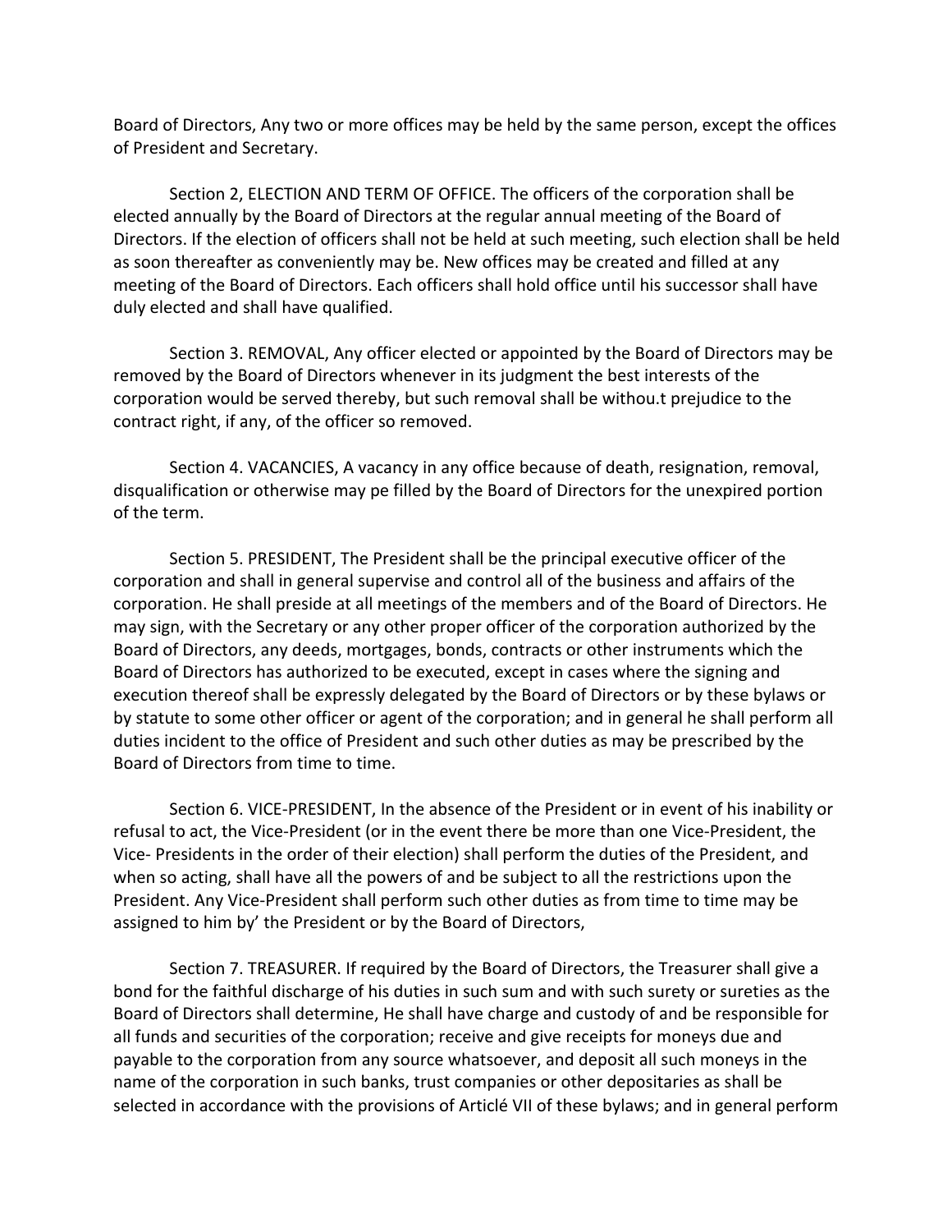Board of Directors, Any two or more offices may be held by the same person, except the offices of President and Secretary.

Section 2, ELECTION AND TERM OF OFFICE. The officers of the corporation shall be elected annually by the Board of Directors at the regular annual meeting of the Board of Directors. If the election of officers shall not be held at such meeting, such election shall be held as soon thereafter as conveniently may be. New offices may be created and filled at any meeting of the Board of Directors. Each officers shall hold office until his successor shall have duly elected and shall have qualified.

Section 3. REMOVAL, Any officer elected or appointed by the Board of Directors may be removed by the Board of Directors whenever in its judgment the best interests of the corporation would be served thereby, but such removal shall be withou.t prejudice to the contract right, if any, of the officer so removed.

Section 4. VACANCIES, A vacancy in any office because of death, resignation, removal, disqualification or otherwise may pe filled by the Board of Directors for the unexpired portion of the term.

Section 5. PRESIDENT, The President shall be the principal executive officer of the corporation and shall in general supervise and control all of the business and affairs of the corporation. He shall preside at all meetings of the members and of the Board of Directors. He may sign, with the Secretary or any other proper officer of the corporation authorized by the Board of Directors, any deeds, mortgages, bonds, contracts or other instruments which the Board of Directors has authorized to be executed, except in cases where the signing and execution thereof shall be expressly delegated by the Board of Directors or by these bylaws or by statute to some other officer or agent of the corporation; and in general he shall perform all duties incident to the office of President and such other duties as may be prescribed by the Board of Directors from time to time.

Section 6. VICE-PRESIDENT, In the absence of the President or in event of his inability or refusal to act, the Vice-President (or in the event there be more than one Vice-President, the Vice- Presidents in the order of their election) shall perform the duties of the President, and when so acting, shall have all the powers of and be subject to all the restrictions upon the President. Any Vice-President shall perform such other duties as from time to time may be assigned to him by' the President or by the Board of Directors,

Section 7. TREASURER. If required by the Board of Directors, the Treasurer shall give a bond for the faithful discharge of his duties in such sum and with such surety or sureties as the Board of Directors shall determine, He shall have charge and custody of and be responsible for all funds and securities of the corporation; receive and give receipts for moneys due and payable to the corporation from any source whatsoever, and deposit all such moneys in the name of the corporation in such banks, trust companies or other depositaries as shall be selected in accordance with the provisions of Articlé VII of these bylaws; and in general perform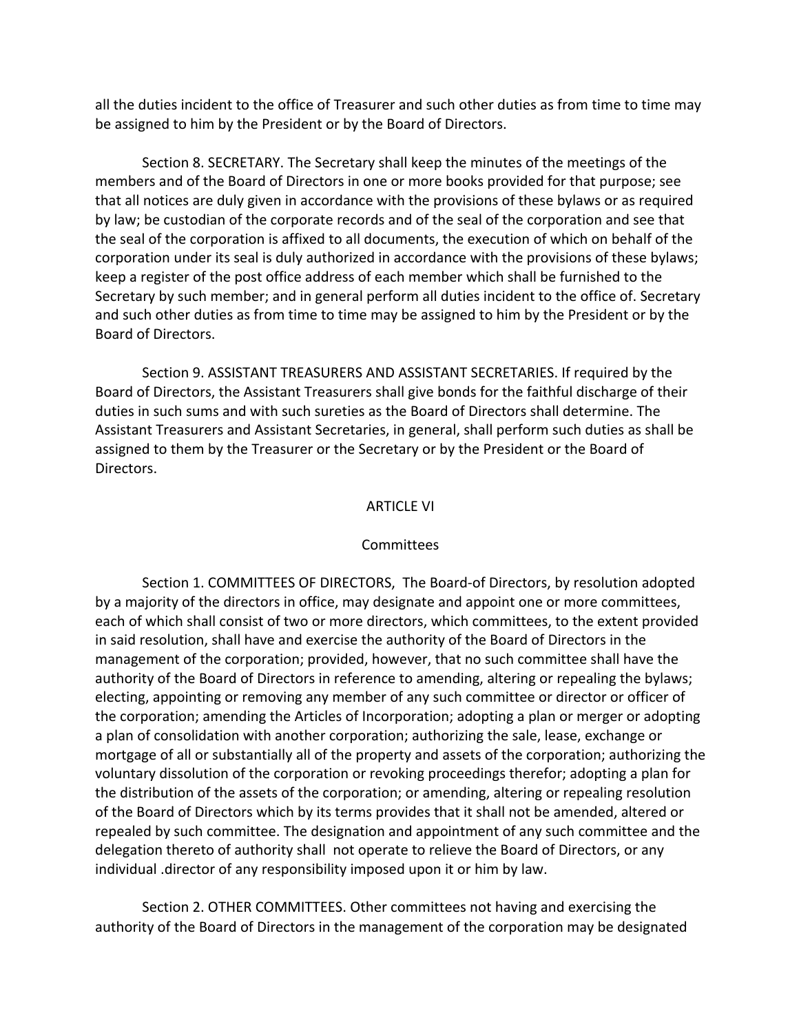all the duties incident to the office of Treasurer and such other duties as from time to time may be assigned to him by the President or by the Board of Directors.

Section 8. SECRETARY. The Secretary shall keep the minutes of the meetings of the members and of the Board of Directors in one or more books provided for that purpose; see that all notices are duly given in accordance with the provisions of these bylaws or as required by law; be custodian of the corporate records and of the seal of the corporation and see that the seal of the corporation is affixed to all documents, the execution of which on behalf of the corporation under its seal is duly authorized in accordance with the provisions of these bylaws; keep a register of the post office address of each member which shall be furnished to the Secretary by such member; and in general perform all duties incident to the office of. Secretary and such other duties as from time to time may be assigned to him by the President or by the Board of Directors.

Section 9. ASSISTANT TREASURERS AND ASSISTANT SECRETARIES. If required by the Board of Directors, the Assistant Treasurers shall give bonds for the faithful discharge of their duties in such sums and with such sureties as the Board of Directors shall determine. The Assistant Treasurers and Assistant Secretaries, in general, shall perform such duties as shall be assigned to them by the Treasurer or the Secretary or by the President or the Board of Directors.

## ARTICLE VI

### Committees

Section 1. COMMITTEES OF DIRECTORS, The Board-of Directors, by resolution adopted by a majority of the directors in office, may designate and appoint one or more committees, each of which shall consist of two or more directors, which committees, to the extent provided in said resolution, shall have and exercise the authority of the Board of Directors in the management of the corporation; provided, however, that no such committee shall have the authority of the Board of Directors in reference to amending, altering or repealing the bylaws; electing, appointing or removing any member of any such committee or director or officer of the corporation; amending the Articles of Incorporation; adopting a plan or merger or adopting a plan of consolidation with another corporation; authorizing the sale, lease, exchange or mortgage of all or substantially all of the property and assets of the corporation; authorizing the voluntary dissolution of the corporation or revoking proceedings therefor; adopting a plan for the distribution of the assets of the corporation; or amending, altering or repealing resolution of the Board of Directors which by its terms provides that it shall not be amended, altered or repealed by such committee. The designation and appointment of any such committee and the delegation thereto of authority shall not operate to relieve the Board of Directors, or any individual .director of any responsibility imposed upon it or him by law.

Section 2. OTHER COMMITTEES. Other committees not having and exercising the authority of the Board of Directors in the management of the corporation may be designated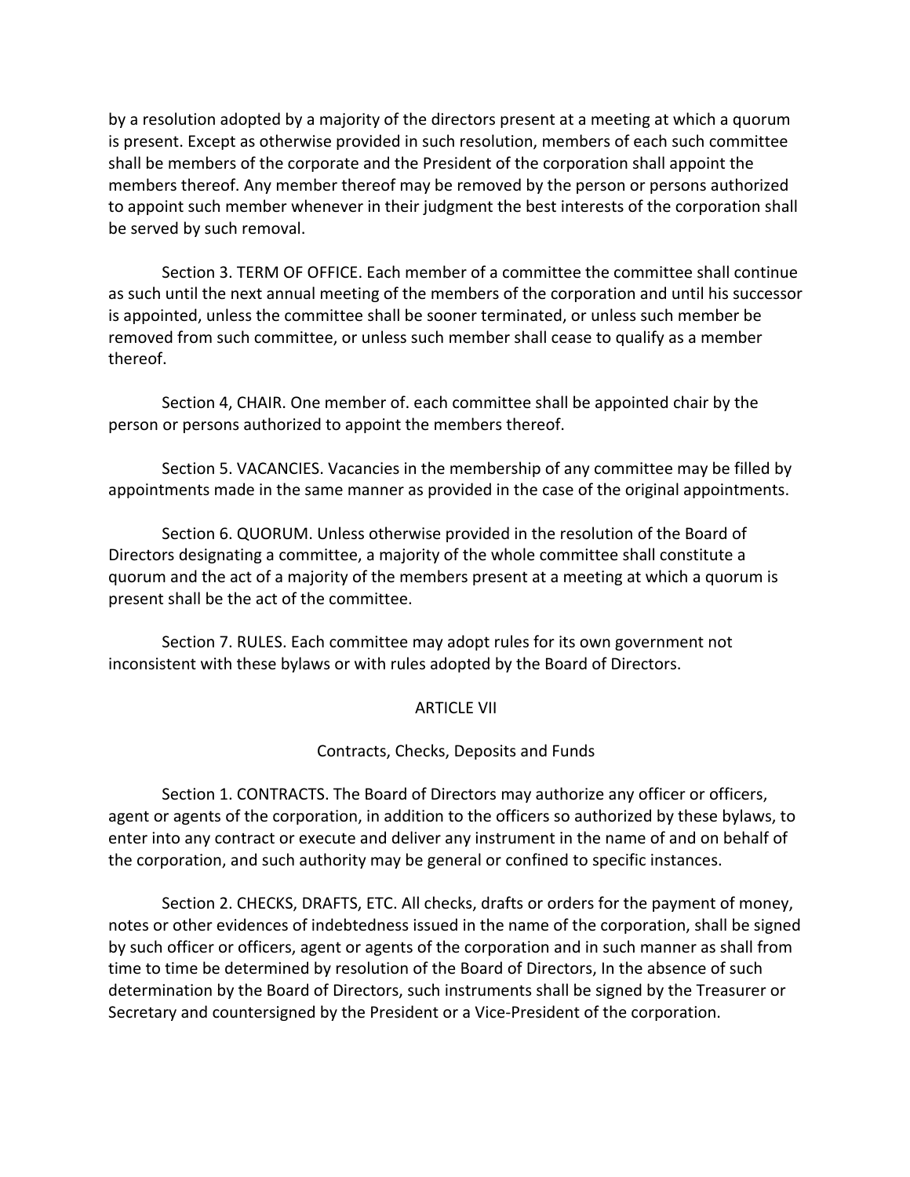by a resolution adopted by a majority of the directors present at a meeting at which a quorum is present. Except as otherwise provided in such resolution, members of each such committee shall be members of the corporate and the President of the corporation shall appoint the members thereof. Any member thereof may be removed by the person or persons authorized to appoint such member whenever in their judgment the best interests of the corporation shall be served by such removal.

Section 3. TERM OF OFFICE. Each member of a committee the committee shall continue as such until the next annual meeting of the members of the corporation and until his successor is appointed, unless the committee shall be sooner terminated, or unless such member be removed from such committee, or unless such member shall cease to qualify as a member thereof.

Section 4, CHAIR. One member of. each committee shall be appointed chair by the person or persons authorized to appoint the members thereof.

Section 5. VACANCIES. Vacancies in the membership of any committee may be filled by appointments made in the same manner as provided in the case of the original appointments.

Section 6. QUORUM. Unless otherwise provided in the resolution of the Board of Directors designating a committee, a majority of the whole committee shall constitute a quorum and the act of a majority of the members present at a meeting at which a quorum is present shall be the act of the committee.

Section 7. RULES. Each committee may adopt rules for its own government not inconsistent with these bylaws or with rules adopted by the Board of Directors.

## ARTICLE VII

### Contracts, Checks, Deposits and Funds

Section 1. CONTRACTS. The Board of Directors may authorize any officer or officers, agent or agents of the corporation, in addition to the officers so authorized by these bylaws, to enter into any contract or execute and deliver any instrument in the name of and on behalf of the corporation, and such authority may be general or confined to specific instances.

Section 2. CHECKS, DRAFTS, ETC. All checks, drafts or orders for the payment of money, notes or other evidences of indebtedness issued in the name of the corporation, shall be signed by such officer or officers, agent or agents of the corporation and in such manner as shall from time to time be determined by resolution of the Board of Directors, In the absence of such determination by the Board of Directors, such instruments shall be signed by the Treasurer or Secretary and countersigned by the President or a Vice-President of the corporation.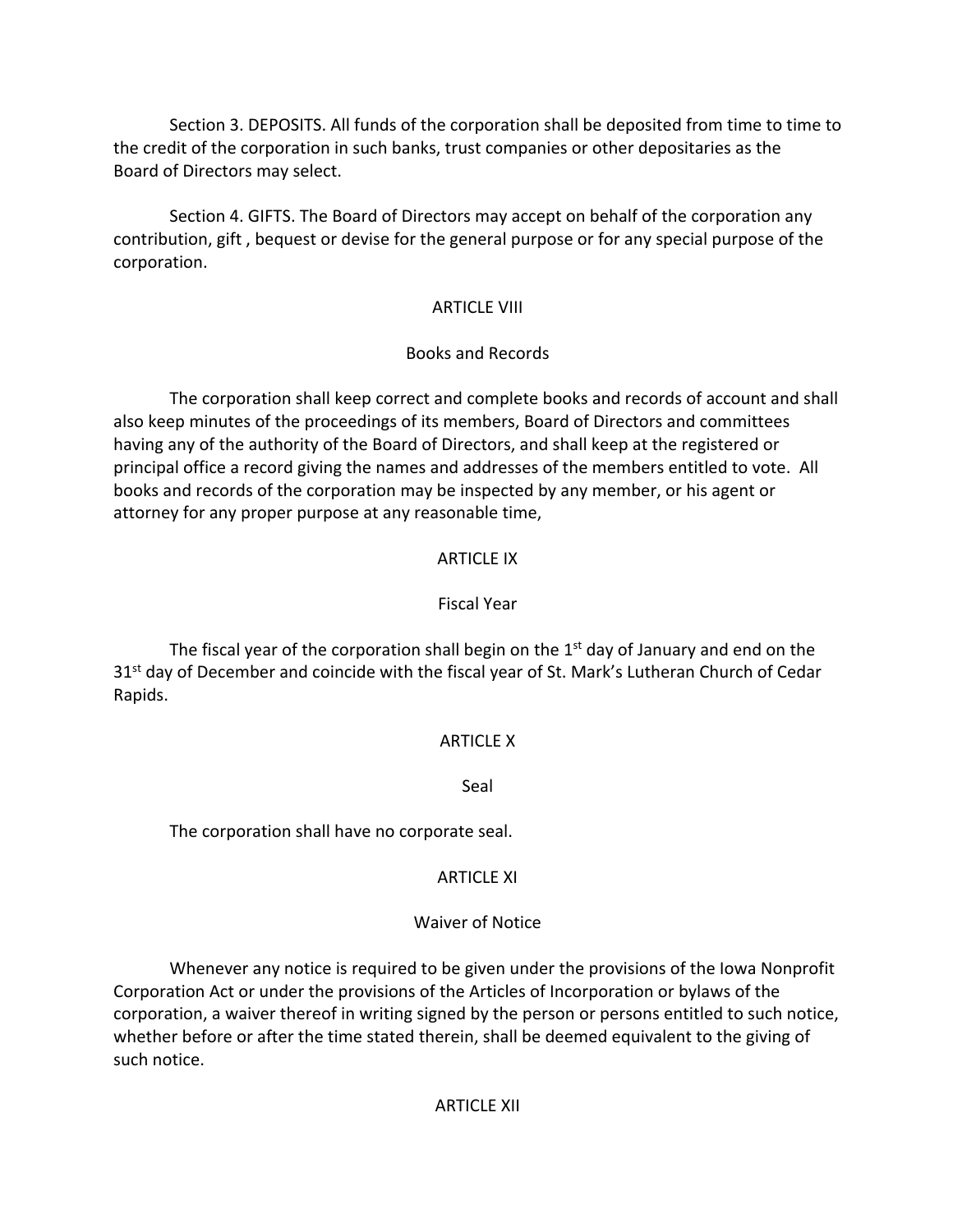Section 3. DEPOSITS. All funds of the corporation shall be deposited from time to time to the credit of the corporation in such banks, trust companies or other depositaries as the Board of Directors may select.

Section 4. GIFTS. The Board of Directors may accept on behalf of the corporation any contribution, gift , bequest or devise for the general purpose or for any special purpose of the corporation.

## ARTICLE VIII

### Books and Records

The corporation shall keep correct and complete books and records of account and shall also keep minutes of the proceedings of its members, Board of Directors and committees having any of the authority of the Board of Directors, and shall keep at the registered or principal office a record giving the names and addresses of the members entitled to vote. All books and records of the corporation may be inspected by any member, or his agent or attorney for any proper purpose at any reasonable time,

## ARTICLE IX

### Fiscal Year

The fiscal year of the corporation shall begin on the 1st day of January and end on the 31st day of December and coincide with the fiscal year of St. Mark's Lutheran Church of Cedar Rapids.

## ARTICLE X

### Seal

The corporation shall have no corporate seal.

## ARTICLE XI

### Waiver of Notice

Whenever any notice is required to be given under the provisions of the Iowa Nonprofit Corporation Act or under the provisions of the Articles of Incorporation or bylaws of the corporation, a waiver thereof in writing signed by the person or persons entitled to such notice, whether before or after the time stated therein, shall be deemed equivalent to the giving of such notice.

## ARTICLE XII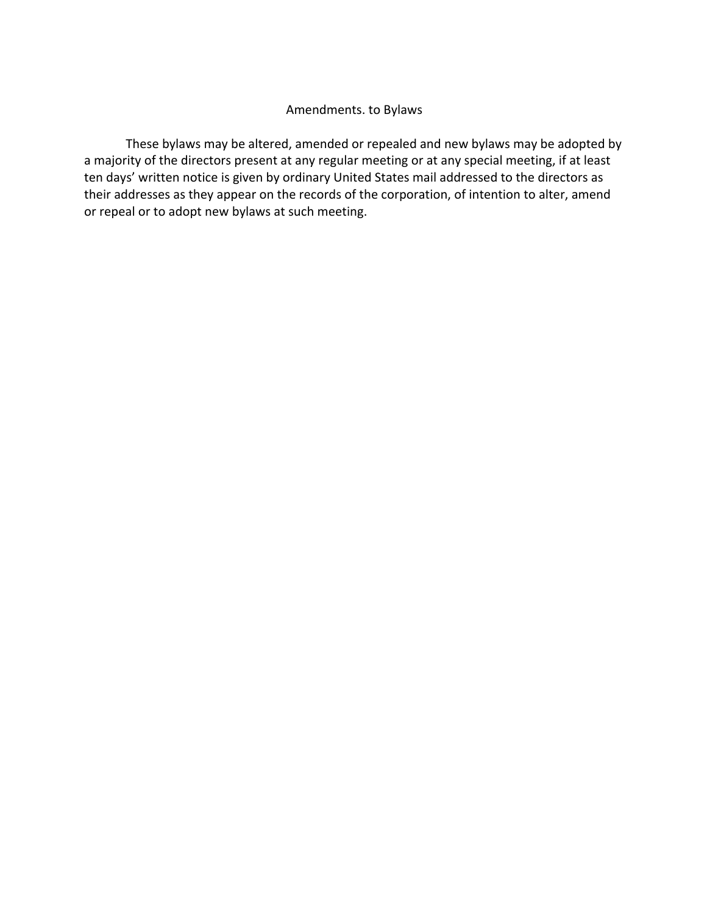## Amendments. to Bylaws

These bylaws may be altered, amended or repealed and new bylaws may be adopted by a majority of the directors present at any regular meeting or at any special meeting, if at least ten days' written notice is given by ordinary United States mail addressed to the directors as their addresses as they appear on the records of the corporation, of intention to alter, amend or repeal or to adopt new bylaws at such meeting.